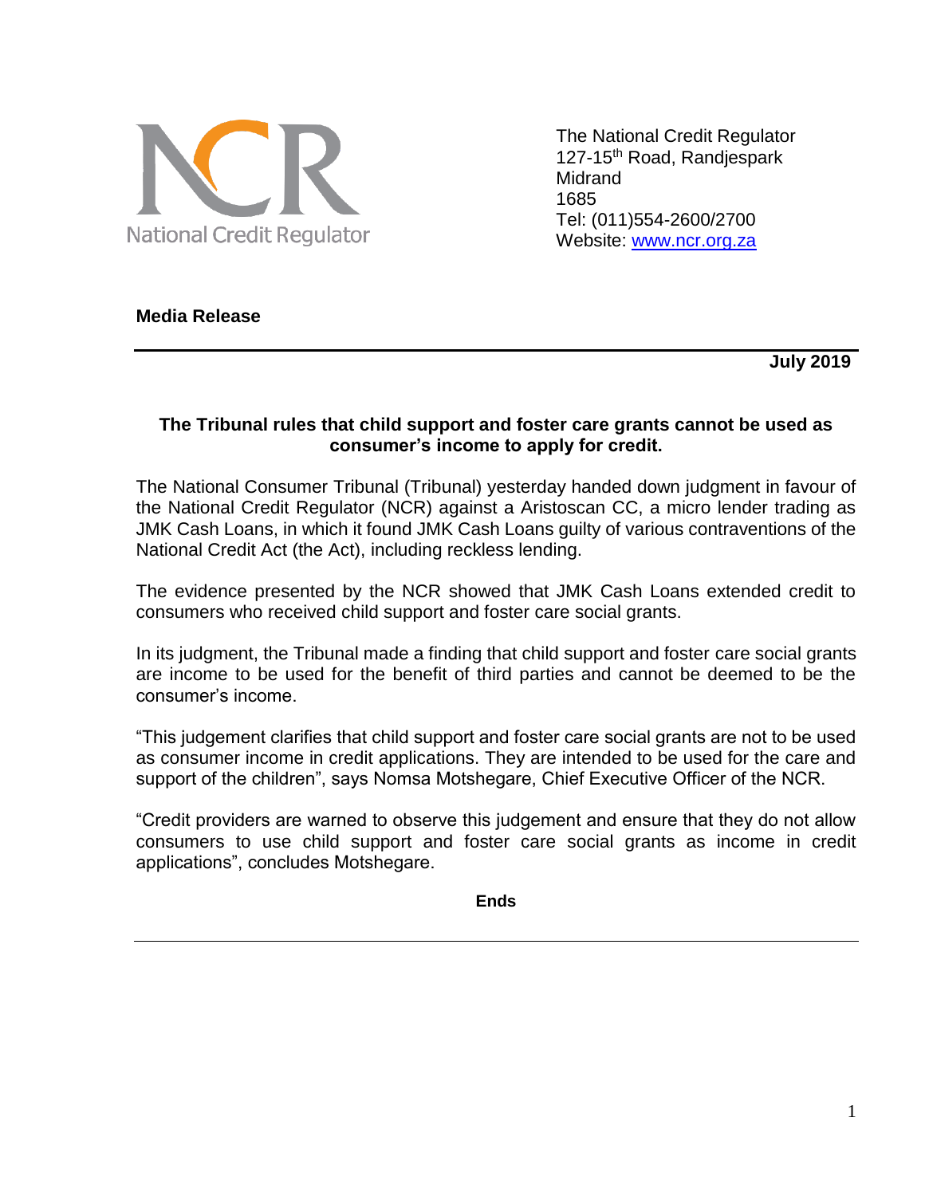National Credit Regulator

The National Credit Regulator
127-15th Road, Randjespark
Midrand
1685
Tel: (011)554-2600/2700
Website: www.ncr.org.za

**Media Release**

---

**July 2019**

**The Tribunal rules that child support and foster care grants cannot be used as consumer's income to apply for credit.**

The National Consumer Tribunal (Tribunal) yesterday handed down judgment in favour of the National Credit Regulator (NCR) against a Aristoscan CC, a micro lender trading as JMK Cash Loans, in which it found JMK Cash Loans guilty of various contraventions of the National Credit Act (the Act), including reckless lending.

The evidence presented by the NCR showed that JMK Cash Loans extended credit to consumers who received child support and foster care social grants.

In its judgment, the Tribunal made a finding that child support and foster care social grants are income to be used for the benefit of third parties and cannot be deemed to be the consumer's income.

"This judgement clarifies that child support and foster care social grants are not to be used as consumer income in credit applications. They are intended to be used for the care and support of the children", says Nomsa Motshegare, Chief Executive Officer of the NCR.

"Credit providers are warned to observe this judgement and ensure that they do not allow consumers to use child support and foster care social grants as income in credit applications", concludes Motshegare.

**Ends**

---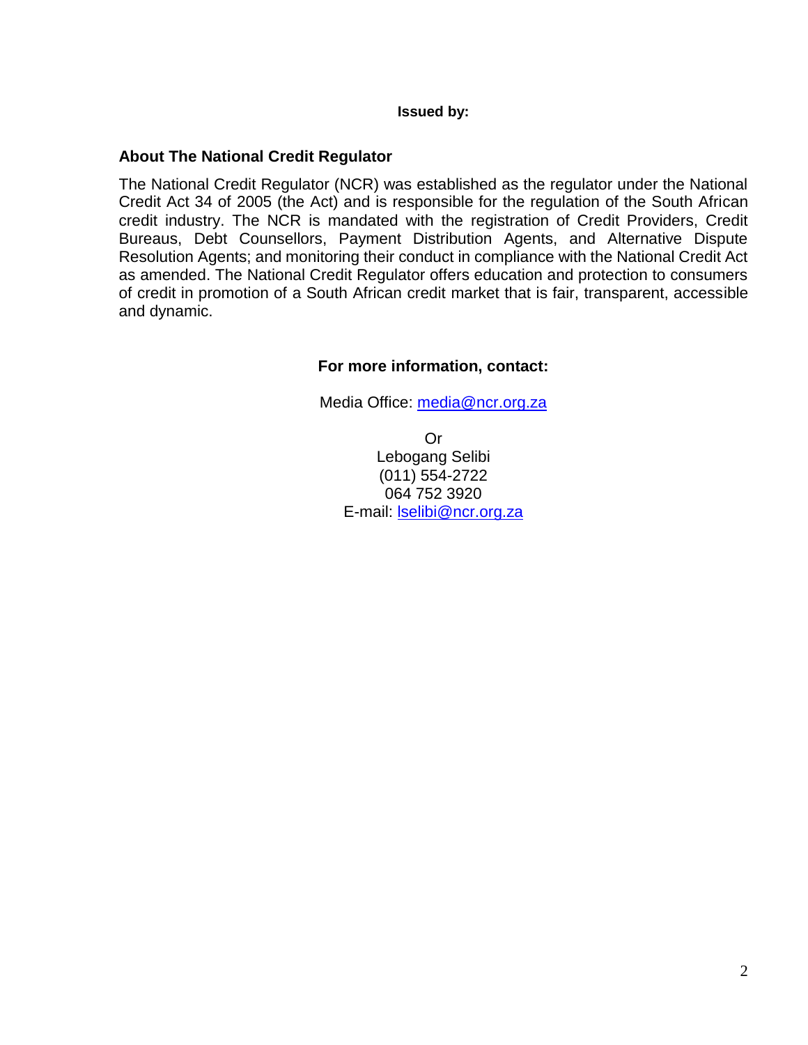**Issued by:**

## About The National Credit Regulator

The National Credit Regulator (NCR) was established as the regulator under the National Credit Act 34 of 2005 (the Act) and is responsible for the regulation of the South African credit industry. The NCR is mandated with the registration of Credit Providers, Credit Bureaus, Debt Counsellors, Payment Distribution Agents, and Alternative Dispute Resolution Agents; and monitoring their conduct in compliance with the National Credit Act as amended. The National Credit Regulator offers education and protection to consumers of credit in promotion of a South African credit market that is fair, transparent, accessible and dynamic.

**For more information, contact:**

Media Office: media@ncr.org.za

Or

Lebogang Selibi

(011) 554-2722

064 752 3920

E-mail: lselibi@ncr.org.za